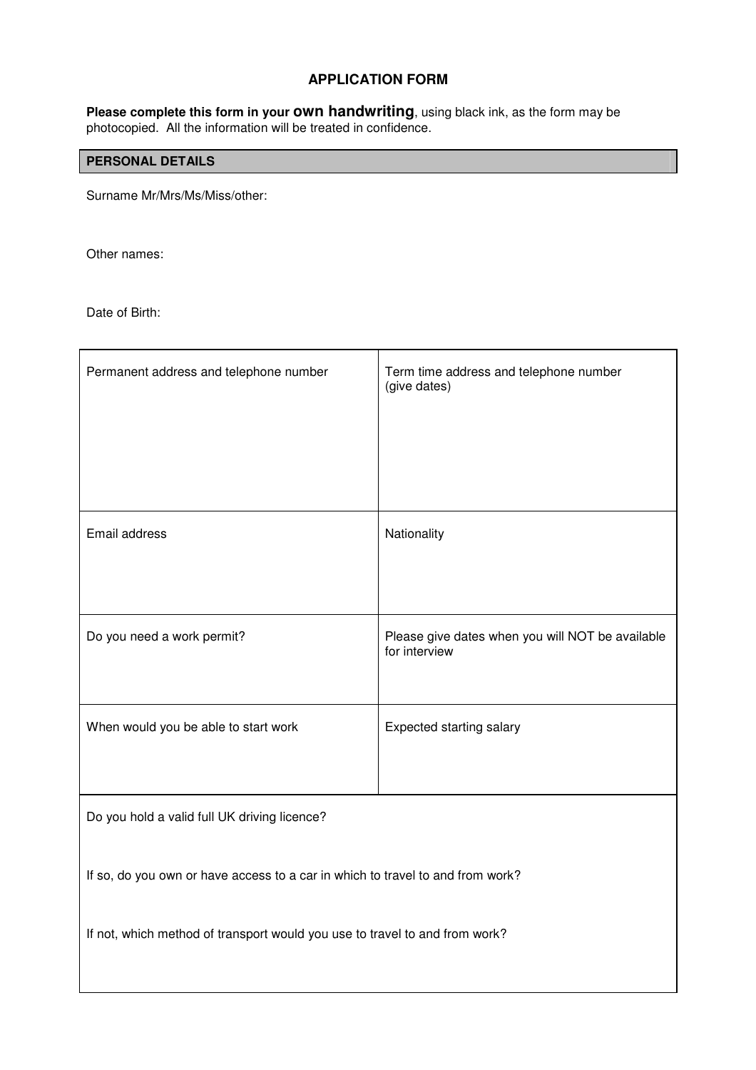# APPLICATION FORM

**Please complete this form in your own handwriting**, using black ink, as the form may be photocopied. All the information will be treated in confidence.

## PERSONAL DETAILS

Surname Mr/Mrs/Ms/Miss/other:

Other names:

Date of Birth:

| Permanent address and telephone number | Term time address and telephone number (give dates) |
| --- | --- |
| Email address | Nationality |
| Do you need a work permit? | Please give dates when you will NOT be available for interview |
| When would you be able to start work | Expected starting salary |

Do you hold a valid full UK driving licence?

If so, do you own or have access to a car in which to travel to and from work?

If not, which method of transport would you use to travel to and from work?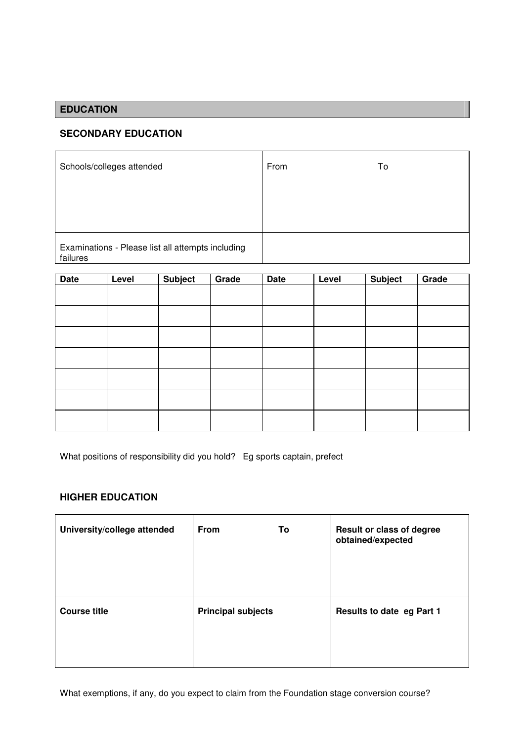## EDUCATION

### SECONDARY EDUCATION

| Schools/colleges attended | From To |
|---|---|
| | |
| Examinations - Please list all attempts including failures | |

| Date | Level | Subject | Grade | Date | Level | Subject | Grade |
|---|---|---|---|---|---|---|---|
| | | | | | | | |
| | | | | | | | |
| | | | | | | | |
| | | | | | | | |
| | | | | | | | |
| | | | | | | | |
| | | | | | | | |

What positions of responsibility did you hold? Eg sports captain, prefect

### HIGHER EDUCATION

| **University/college attended** | **From To** | **Result or class of degree obtained/expected** |
|---|---|---|
| | | |
| **Course title** | **Principal subjects** | **Results to date eg Part 1** |
| | | |

What exemptions, if any, do you expect to claim from the Foundation stage conversion course?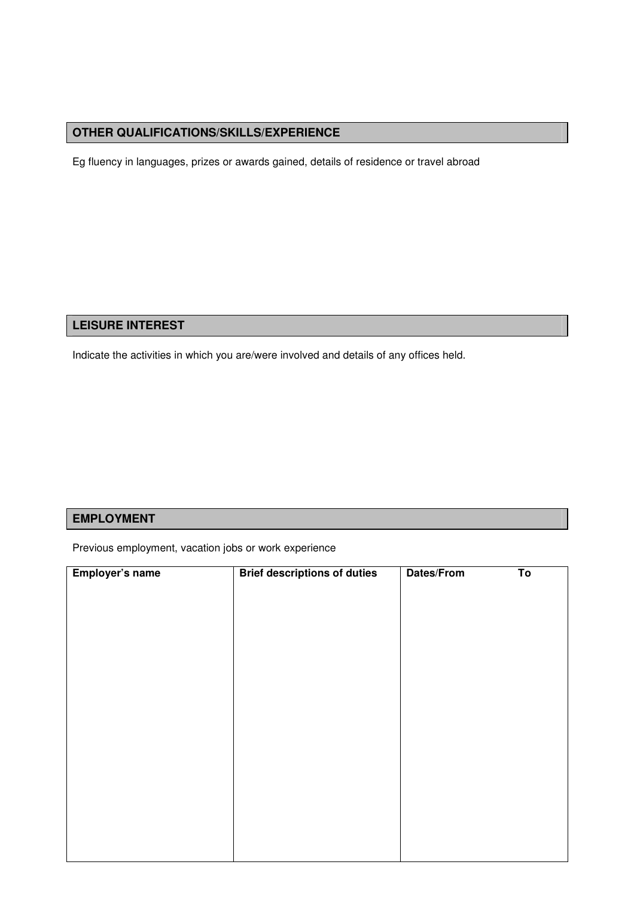## OTHER QUALIFICATIONS/SKILLS/EXPERIENCE

Eg fluency in languages, prizes or awards gained, details of residence or travel abroad

## LEISURE INTEREST

Indicate the activities in which you are/were involved and details of any offices held.

## EMPLOYMENT

Previous employment, vacation jobs or work experience

| Employer's name | Brief descriptions of duties | Dates/From To |
|---|---|---|
| | | |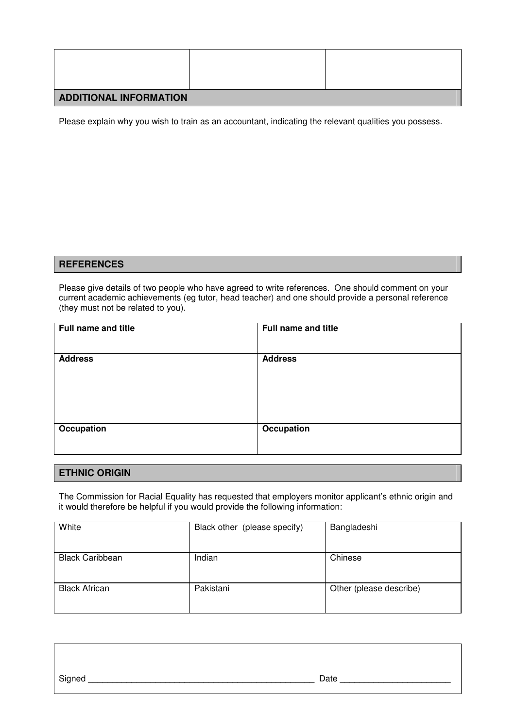| | | |
|---|---|---|
| | | |

## ADDITIONAL INFORMATION

Please explain why you wish to train as an accountant, indicating the relevant qualities you possess.

## REFERENCES

Please give details of two people who have agreed to write references. One should comment on your current academic achievements (eg tutor, head teacher) and one should provide a personal reference (they must not be related to you).

| | |
|---|---|
| **Full name and title** | **Full name and title** |
| **Address** | **Address** |
| **Occupation** | **Occupation** |

## ETHNIC ORIGIN

The Commission for Racial Equality has requested that employers monitor applicant's ethnic origin and it would therefore be helpful if you would provide the following information:

| | | |
|---|---|---|
| White | Black other (please specify) | Bangladeshi |
| Black Caribbean | Indian | Chinese |
| Black African | Pakistani | Other (please describe) |

Signed _______________________________________________ Date _______________________